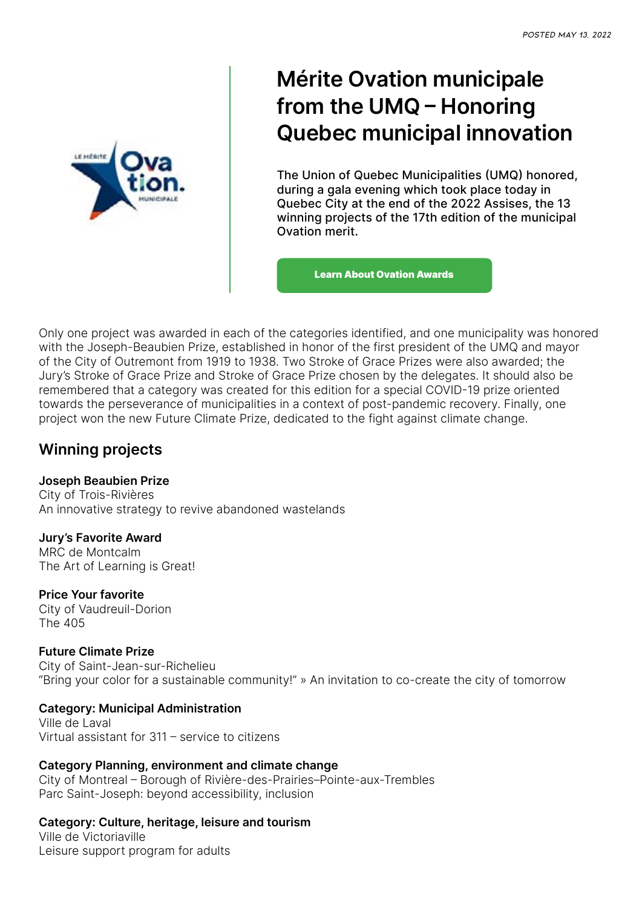POSTED MAY 13, 2022

# Mérite Ovation municipale from the UMQ – Honoring Quebec municipal innovation

The Union of Quebec Municipalities (UMQ) honored, during a gala evening which took place today in Quebec City at the end of the 2022 Assises, the 13 winning projects of the 17th edition of the municipal Ovation merit.

**Learn About Ovation Awards**

Only one project was awarded in each of the categories identified, and one municipality was honored with the Joseph-Beaubien Prize, established in honor of the first president of the UMQ and mayor of the City of Outremont from 1919 to 1938. Two Stroke of Grace Prizes were also awarded; the Jury's Stroke of Grace Prize and Stroke of Grace Prize chosen by the delegates. It should also be remembered that a category was created for this edition for a special COVID-19 prize oriented towards the perseverance of municipalities in a context of post-pandemic recovery. Finally, one project won the new Future Climate Prize, dedicated to the fight against climate change.

## Winning projects

**Joseph Beaubien Prize**
City of Trois-Rivières
An innovative strategy to revive abandoned wastelands

**Jury's Favorite Award**
MRC de Montcalm
The Art of Learning is Great!

**Price Your favorite**
City of Vaudreuil-Dorion
The 405

**Future Climate Prize**
City of Saint-Jean-sur-Richelieu
"Bring your color for a sustainable community!" » An invitation to co-create the city of tomorrow

**Category: Municipal Administration**
Ville de Laval
Virtual assistant for 311 – service to citizens

**Category Planning, environment and climate change**
City of Montreal – Borough of Rivière-des-Prairies–Pointe-aux-Trembles
Parc Saint-Joseph: beyond accessibility, inclusion

**Category: Culture, heritage, leisure and tourism**
Ville de Victoriaville
Leisure support program for adults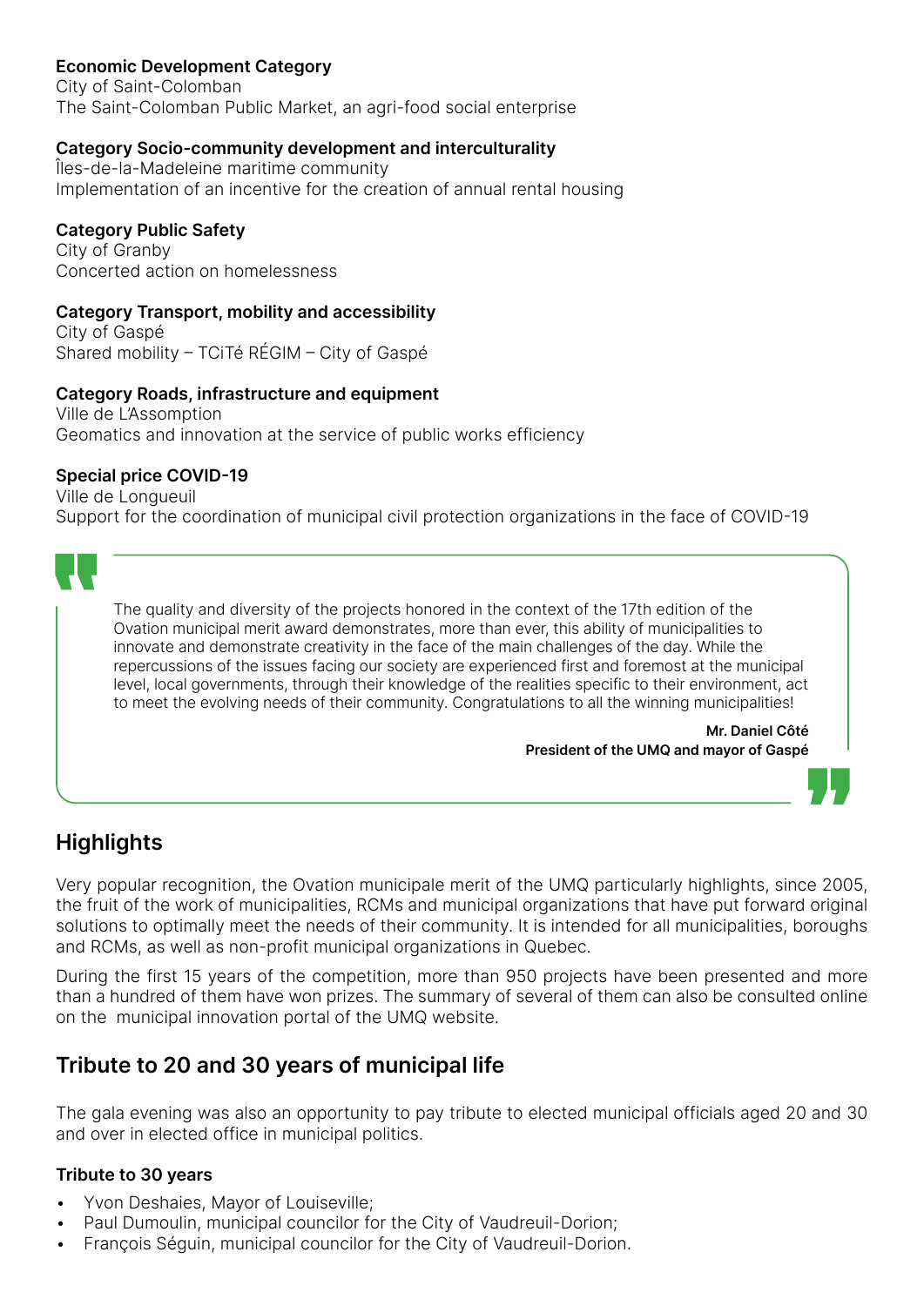**Economic Development Category**
City of Saint-Colomban
The Saint-Colomban Public Market, an agri-food social enterprise

**Category Socio-community development and interculturality**
Îles-de-la-Madeleine maritime community
Implementation of an incentive for the creation of annual rental housing

**Category Public Safety**
City of Granby
Concerted action on homelessness

**Category Transport, mobility and accessibility**
City of Gaspé
Shared mobility – TCiTé RÉGIM – City of Gaspé

**Category Roads, infrastructure and equipment**
Ville de L'Assomption
Geomatics and innovation at the service of public works efficiency

**Special price COVID-19**
Ville de Longueuil
Support for the coordination of municipal civil protection organizations in the face of COVID-19

> The quality and diversity of the projects honored in the context of the 17th edition of the Ovation municipal merit award demonstrates, more than ever, this ability of municipalities to innovate and demonstrate creativity in the face of the main challenges of the day. While the repercussions of the issues facing our society are experienced first and foremost at the municipal level, local governments, through their knowledge of the realities specific to their environment, act to meet the evolving needs of their community. Congratulations to all the winning municipalities!
>
> **Mr. Daniel Côté**
> **President of the UMQ and mayor of Gaspé**

## Highlights

Very popular recognition, the Ovation municipale merit of the UMQ particularly highlights, since 2005, the fruit of the work of municipalities, RCMs and municipal organizations that have put forward original solutions to optimally meet the needs of their community. It is intended for all municipalities, boroughs and RCMs, as well as non-profit municipal organizations in Quebec.

During the first 15 years of the competition, more than 950 projects have been presented and more than a hundred of them have won prizes. The summary of several of them can also be consulted online on the municipal innovation portal of the UMQ website.

## Tribute to 20 and 30 years of municipal life

The gala evening was also an opportunity to pay tribute to elected municipal officials aged 20 and 30 and over in elected office in municipal politics.

**Tribute to 30 years**

- Yvon Deshaies, Mayor of Louiseville;
- Paul Dumoulin, municipal councilor for the City of Vaudreuil-Dorion;
- François Séguin, municipal councilor for the City of Vaudreuil-Dorion.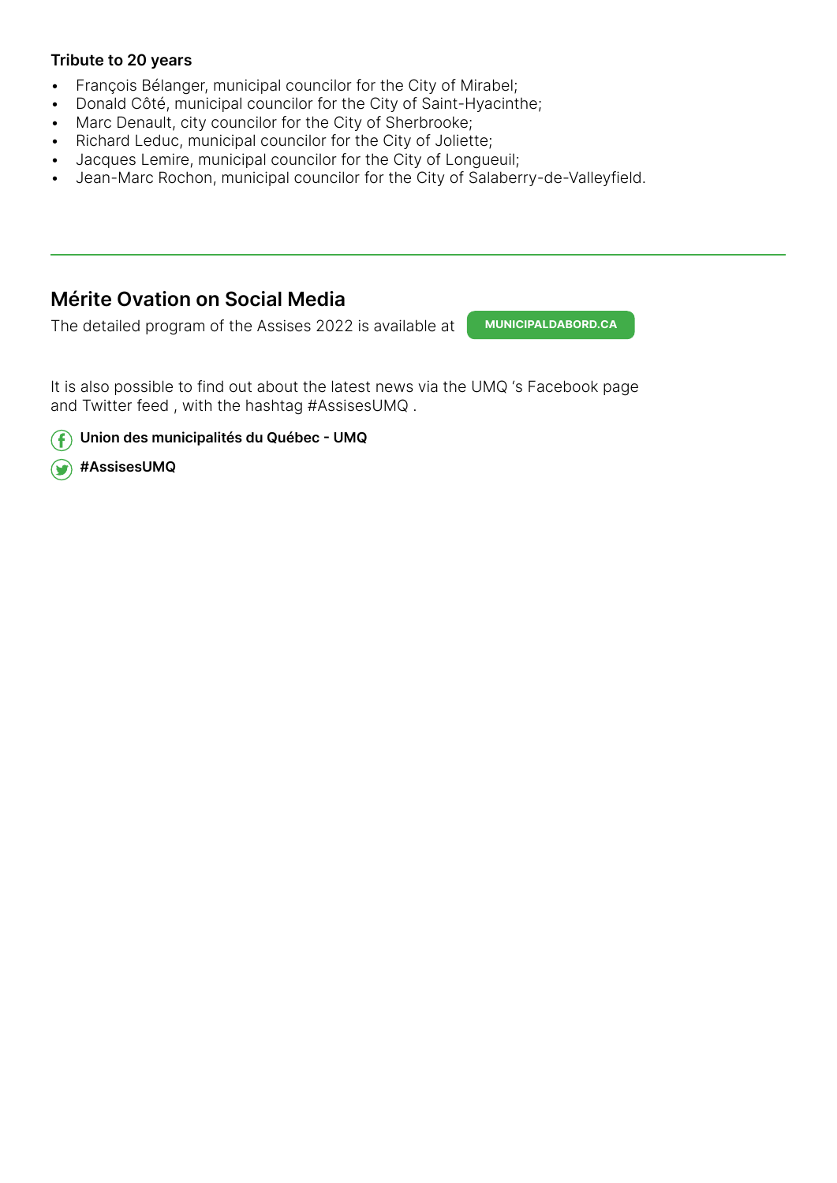**Tribute to 20 years**

- François Bélanger, municipal councilor for the City of Mirabel;
- Donald Côté, municipal councilor for the City of Saint-Hyacinthe;
- Marc Denault, city councilor for the City of Sherbrooke;
- Richard Leduc, municipal councilor for the City of Joliette;
- Jacques Lemire, municipal councilor for the City of Longueuil;
- Jean-Marc Rochon, municipal councilor for the City of Salaberry-de-Valleyfield.

---

## Mérite Ovation on Social Media

The detailed program of the Assises 2022 is available at **MUNICIPALDABORD.CA**

It is also possible to find out about the latest news via the UMQ 's Facebook page and Twitter feed , with the hashtag #AssisesUMQ .

**Union des municipalités du Québec - UMQ**

**#AssisesUMQ**